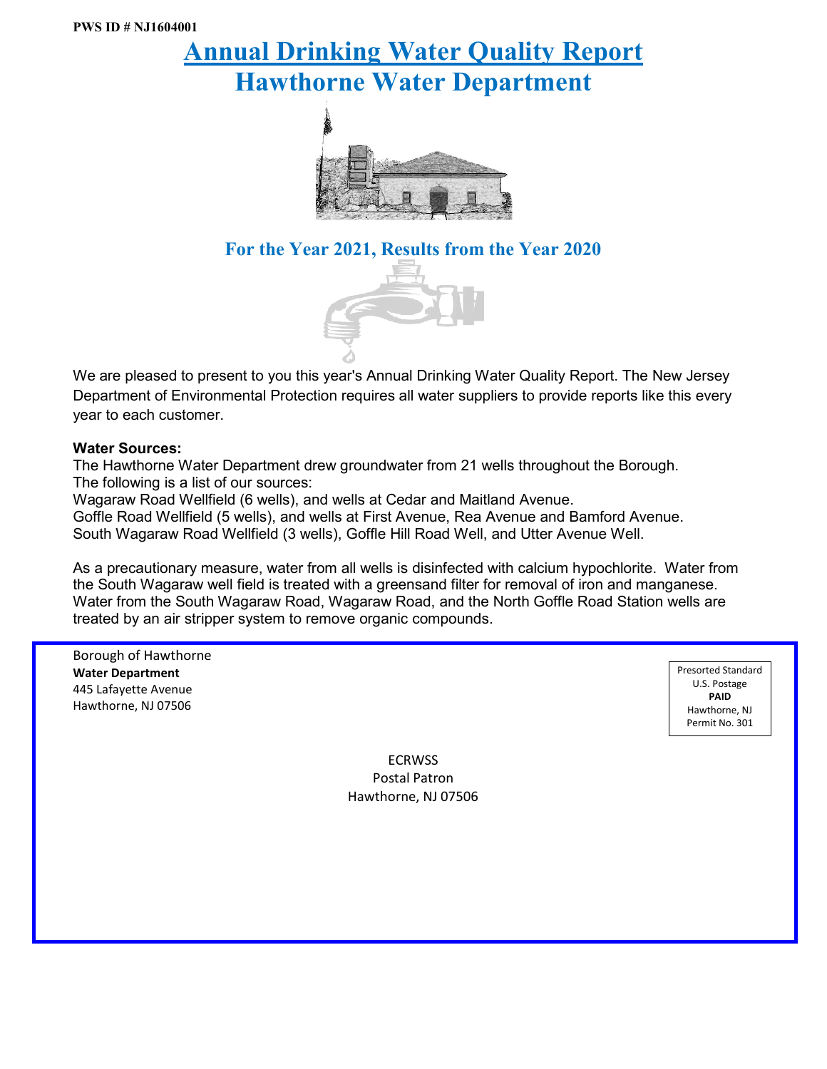PWS ID # NJ1604001

# Annual Drinking Water Quality Report
# Hawthorne Water Department

## For the Year 2021, Results from the Year 2020

We are pleased to present to you this year's Annual Drinking Water Quality Report. The New Jersey Department of Environmental Protection requires all water suppliers to provide reports like this every year to each customer.

**Water Sources:**

The Hawthorne Water Department drew groundwater from 21 wells throughout the Borough.
The following is a list of our sources:
Wagaraw Road Wellfield (6 wells), and wells at Cedar and Maitland Avenue.
Goffle Road Wellfield (5 wells), and wells at First Avenue, Rea Avenue and Bamford Avenue.
South Wagaraw Road Wellfield (3 wells), Goffle Hill Road Well, and Utter Avenue Well.

As a precautionary measure, water from all wells is disinfected with calcium hypochlorite. Water from the South Wagaraw well field is treated with a greensand filter for removal of iron and manganese. Water from the South Wagaraw Road, Wagaraw Road, and the North Goffle Road Station wells are treated by an air stripper system to remove organic compounds.

Borough of Hawthorne
**Water Department**
445 Lafayette Avenue
Hawthorne, NJ 07506

Presorted Standard
U.S. Postage
**PAID**
Hawthorne, NJ
Permit No. 301

ECRWSS
Postal Patron
Hawthorne, NJ 07506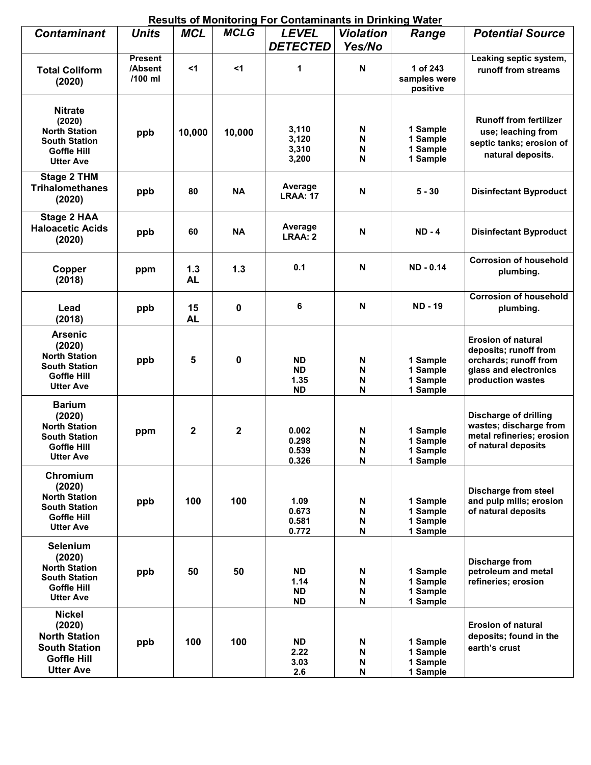## Results of Monitoring For Contaminants in Drinking Water

| *Contaminant* | *Units* | *MCL* | *MCLG* | *LEVEL DETECTED* | *Violation Yes/No* | *Range* | *Potential Source* |
|---|---|---|---|---|---|---|---|
| **Total Coliform (2020)** | **Present /Absent /100 ml** | **<1** | **<1** | **1** | **N** | **1 of 243 samples were positive** | **Leaking septic system, runoff from streams** |
| **Nitrate (2020)** **North Station** **South Station** **Goffle Hill** **Utter Ave** | **ppb** | **10,000** | **10,000** | **3,110** **3,120** **3,310** **3,200** | **N** **N** **N** **N** | **1 Sample** **1 Sample** **1 Sample** **1 Sample** | **Runoff from fertilizer use; leaching from septic tanks; erosion of natural deposits.** |
| **Stage 2 THM Trihalomethanes (2020)** | **ppb** | **80** | **NA** | **Average LRAA: 17** | **N** | **5 - 30** | **Disinfectant Byproduct** |
| **Stage 2 HAA Haloacetic Acids (2020)** | **ppb** | **60** | **NA** | **Average LRAA: 2** | **N** | **ND - 4** | **Disinfectant Byproduct** |
| **Copper (2018)** | **ppm** | **1.3 AL** | **1.3** | **0.1** | **N** | **ND - 0.14** | **Corrosion of household plumbing.** |
| **Lead (2018)** | **ppb** | **15 AL** | **0** | **6** | **N** | **ND - 19** | **Corrosion of household plumbing.** |
| **Arsenic (2020)** **North Station** **South Station** **Goffle Hill** **Utter Ave** | **ppb** | **5** | **0** | **ND** **ND** **1.35** **ND** | **N** **N** **N** **N** | **1 Sample** **1 Sample** **1 Sample** **1 Sample** | **Erosion of natural deposits; runoff from orchards; runoff from glass and electronics production wastes** |
| **Barium (2020)** **North Station** **South Station** **Goffle Hill** **Utter Ave** | **ppm** | **2** | **2** | **0.002** **0.298** **0.539** **0.326** | **N** **N** **N** **N** | **1 Sample** **1 Sample** **1 Sample** **1 Sample** | **Discharge of drilling wastes; discharge from metal refineries; erosion of natural deposits** |
| **Chromium (2020)** **North Station** **South Station** **Goffle Hill** **Utter Ave** | **ppb** | **100** | **100** | **1.09** **0.673** **0.581** **0.772** | **N** **N** **N** **N** | **1 Sample** **1 Sample** **1 Sample** **1 Sample** | **Discharge from steel and pulp mills; erosion of natural deposits** |
| **Selenium (2020)** **North Station** **South Station** **Goffle Hill** **Utter Ave** | **ppb** | **50** | **50** | **ND** **1.14** **ND** **ND** | **N** **N** **N** **N** | **1 Sample** **1 Sample** **1 Sample** **1 Sample** | **Discharge from petroleum and metal refineries; erosion** |
| **Nickel (2020)** **North Station** **South Station** **Goffle Hill** **Utter Ave** | **ppb** | **100** | **100** | **ND** **2.22** **3.03** **2.6** | **N** **N** **N** **N** | **1 Sample** **1 Sample** **1 Sample** **1 Sample** | **Erosion of natural deposits; found in the earth's crust** |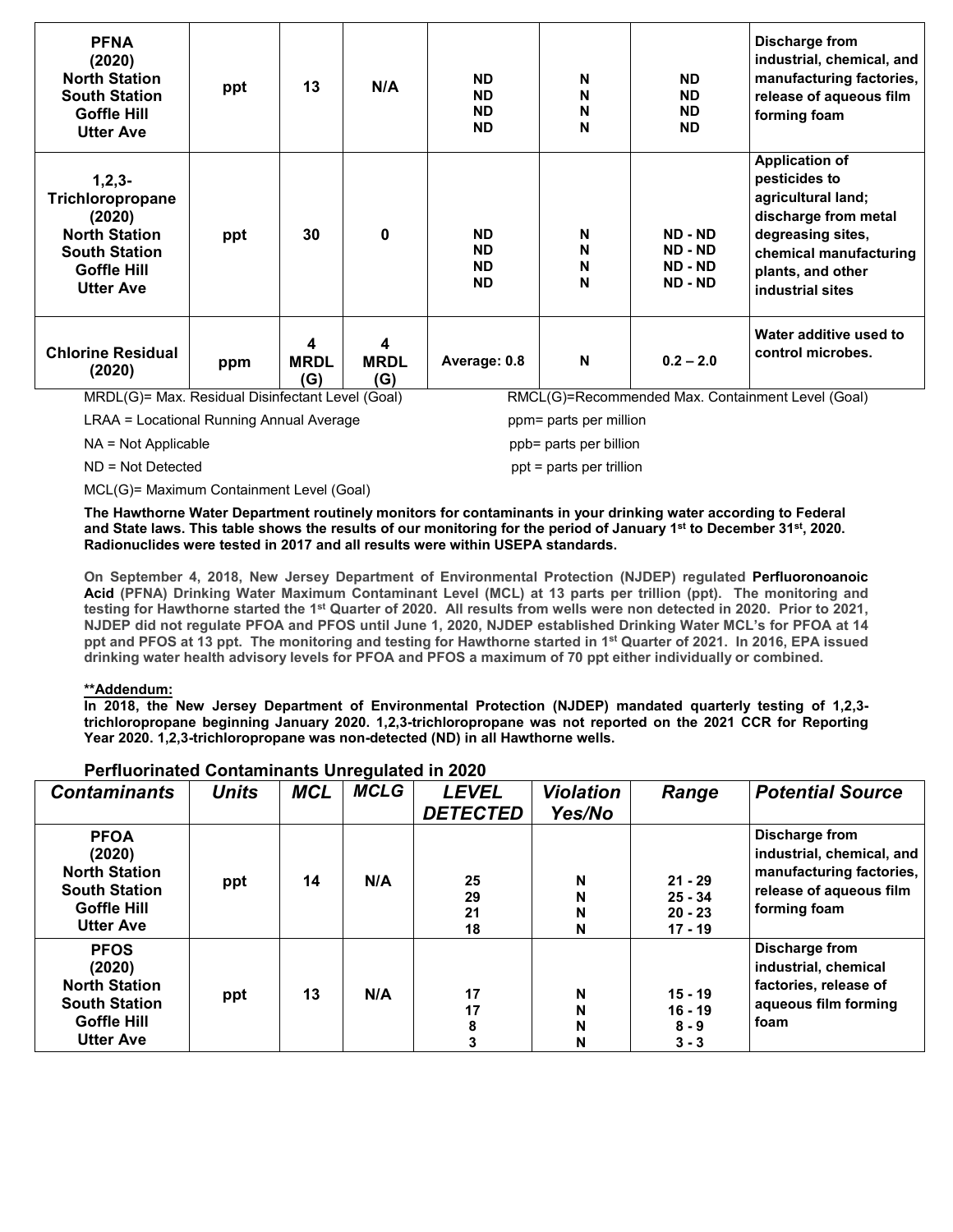| **PFNA (2020) North Station South Station Goffle Hill Utter Ave** | **ppt** | **13** | **N/A** | **ND ND ND ND** | **N N N N** | **ND ND ND ND** | **Discharge from industrial, chemical, and manufacturing factories, release of aqueous film forming foam** |
|---|---|---|---|---|---|---|---|
| **1,2,3-Trichloropropane (2020) North Station South Station Goffle Hill Utter Ave** | **ppt** | **30** | **0** | **ND ND ND ND** | **N N N N** | **ND - ND ND - ND ND - ND ND - ND** | **Application of pesticides to agricultural land; discharge from metal degreasing sites, chemical manufacturing plants, and other industrial sites** |
| **Chlorine Residual (2020)** | **ppm** | **4 MRDL (G)** | **4 MRDL (G)** | **Average: 0.8** | **N** | **0.2 – 2.0** | **Water additive used to control microbes.** |

MRDL(G)= Max. Residual Disinfectant Level (Goal)

RMCL(G)=Recommended Max. Containment Level (Goal)

LRAA = Locational Running Annual Average

ppm= parts per million

NA = Not Applicable

ppb= parts per billion

ND = Not Detected

ppt = parts per trillion

MCL(G)= Maximum Containment Level (Goal)

**The Hawthorne Water Department routinely monitors for contaminants in your drinking water according to Federal and State laws. This table shows the results of our monitoring for the period of January 1st to December 31st, 2020. Radionuclides were tested in 2017 and all results were within USEPA standards.**

**On September 4, 2018, New Jersey Department of Environmental Protection (NJDEP) regulated Perfluoronoanoic Acid (PFNA) Drinking Water Maximum Contaminant Level (MCL) at 13 parts per trillion (ppt). The monitoring and testing for Hawthorne started the 1st Quarter of 2020. All results from wells were non detected in 2020. Prior to 2021, NJDEP did not regulate PFOA and PFOS until June 1, 2020, NJDEP established Drinking Water MCL's for PFOA at 14 ppt and PFOS at 13 ppt. The monitoring and testing for Hawthorne started in 1st Quarter of 2021. In 2016, EPA issued drinking water health advisory levels for PFOA and PFOS a maximum of 70 ppt either individually or combined.**

**<u>**Addendum:</u>**

**In 2018, the New Jersey Department of Environmental Protection (NJDEP) mandated quarterly testing of 1,2,3-trichloropropane beginning January 2020. 1,2,3-trichloropropane was not reported on the 2021 CCR for Reporting Year 2020. 1,2,3-trichloropropane was non-detected (ND) in all Hawthorne wells.**

**Perfluorinated Contaminants Unregulated in 2020**

| *Contaminants* | *Units* | *MCL* | *MCLG* | *LEVEL DETECTED* | *Violation Yes/No* | *Range* | *Potential Source* |
|---|---|---|---|---|---|---|---|
| **PFOA (2020) North Station South Station Goffle Hill Utter Ave** | **ppt** | **14** | **N/A** | **25 29 21 18** | **N N N N** | **21 - 29 25 - 34 20 - 23 17 - 19** | **Discharge from industrial, chemical, and manufacturing factories, release of aqueous film forming foam** |
| **PFOS (2020) North Station South Station Goffle Hill Utter Ave** | **ppt** | **13** | **N/A** | **17 17 8 3** | **N N N N** | **15 - 19 16 - 19 8 - 9 3 - 3** | **Discharge from industrial, chemical factories, release of aqueous film forming foam** |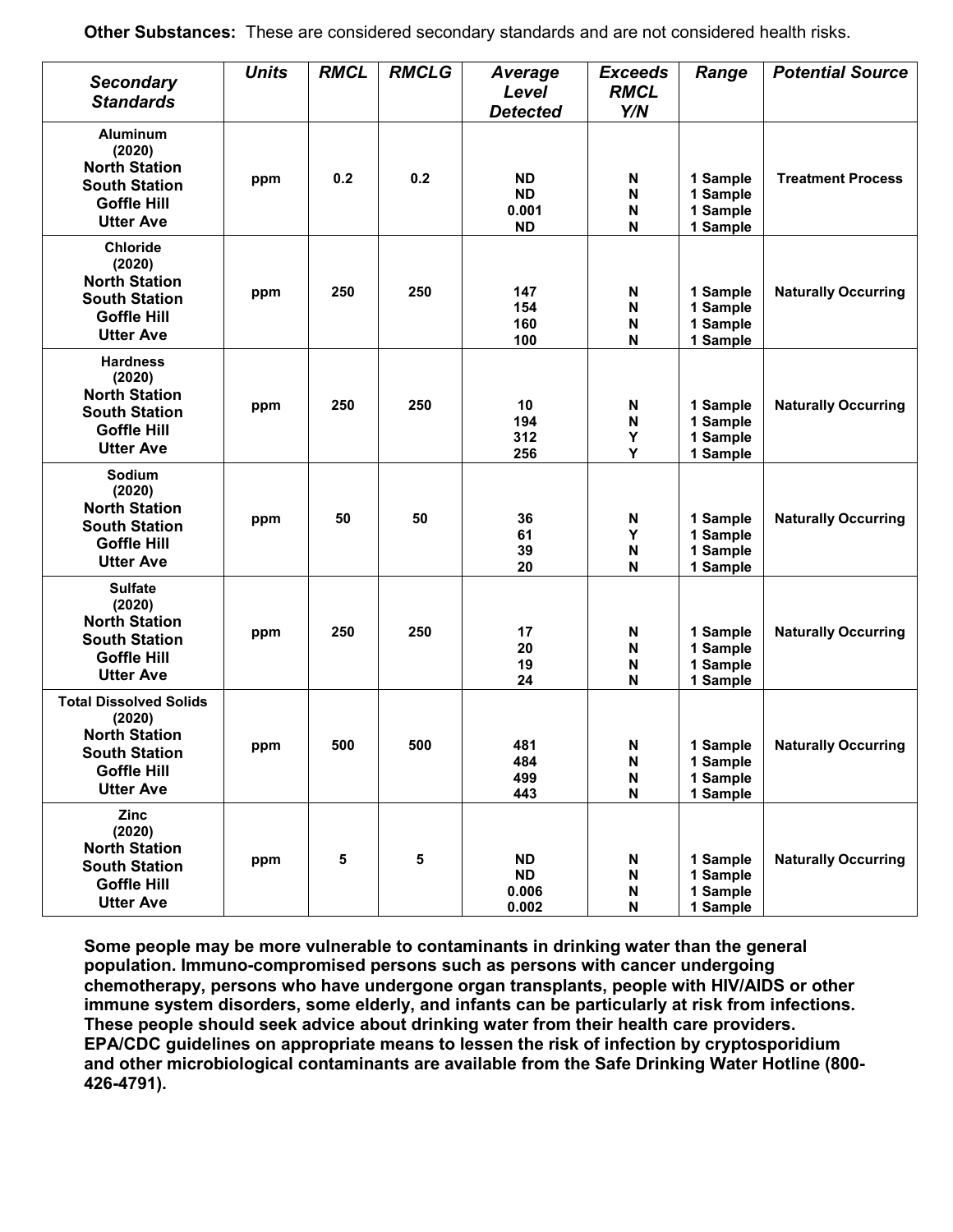**Other Substances:** These are considered secondary standards and are not considered health risks.

| *Secondary Standards* | *Units* | *RMCL* | *RMCLG* | *Average Level Detected* | *Exceeds RMCL Y/N* | *Range* | *Potential Source* |
|---|---|---|---|---|---|---|---|
| **Aluminum (2020) North Station South Station Goffle Hill Utter Ave** | ppm | 0.2 | 0.2 | ND ND 0.001 ND | N N N N | 1 Sample 1 Sample 1 Sample 1 Sample | Treatment Process |
| **Chloride (2020) North Station South Station Goffle Hill Utter Ave** | ppm | 250 | 250 | 147 154 160 100 | N N N N | 1 Sample 1 Sample 1 Sample 1 Sample | Naturally Occurring |
| **Hardness (2020) North Station South Station Goffle Hill Utter Ave** | ppm | 250 | 250 | 10 194 312 256 | N N Y Y | 1 Sample 1 Sample 1 Sample 1 Sample | Naturally Occurring |
| **Sodium (2020) North Station South Station Goffle Hill Utter Ave** | ppm | 50 | 50 | 36 61 39 20 | N Y N N | 1 Sample 1 Sample 1 Sample 1 Sample | Naturally Occurring |
| **Sulfate (2020) North Station South Station Goffle Hill Utter Ave** | ppm | 250 | 250 | 17 20 19 24 | N N N N | 1 Sample 1 Sample 1 Sample 1 Sample | Naturally Occurring |
| **Total Dissolved Solids (2020) North Station South Station Goffle Hill Utter Ave** | ppm | 500 | 500 | 481 484 499 443 | N N N N | 1 Sample 1 Sample 1 Sample 1 Sample | Naturally Occurring |
| **Zinc (2020) North Station South Station Goffle Hill Utter Ave** | ppm | 5 | 5 | ND ND 0.006 0.002 | N N N N | 1 Sample 1 Sample 1 Sample 1 Sample | Naturally Occurring |

**Some people may be more vulnerable to contaminants in drinking water than the general population. Immuno-compromised persons such as persons with cancer undergoing chemotherapy, persons who have undergone organ transplants, people with HIV/AIDS or other immune system disorders, some elderly, and infants can be particularly at risk from infections. These people should seek advice about drinking water from their health care providers. EPA/CDC guidelines on appropriate means to lessen the risk of infection by cryptosporidium and other microbiological contaminants are available from the Safe Drinking Water Hotline (800-426-4791).**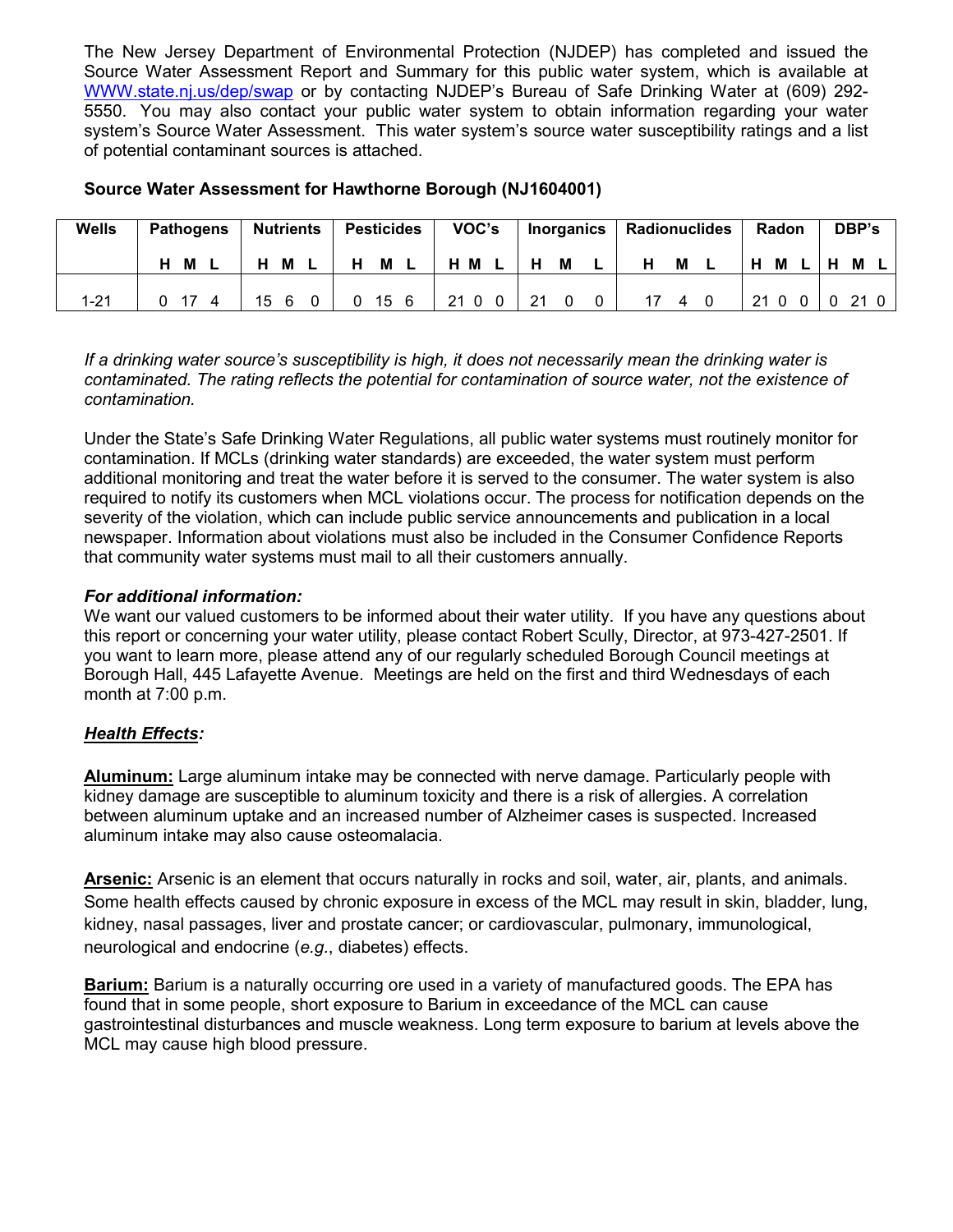The New Jersey Department of Environmental Protection (NJDEP) has completed and issued the Source Water Assessment Report and Summary for this public water system, which is available at WWW.state.nj.us/dep/swap or by contacting NJDEP's Bureau of Safe Drinking Water at (609) 292-5550. You may also contact your public water system to obtain information regarding your water system's Source Water Assessment. This water system's source water susceptibility ratings and a list of potential contaminant sources is attached.

**Source Water Assessment for Hawthorne Borough (NJ1604001)**

| Wells | Pathogens | | | Nutrients | | | Pesticides | | | VOC's | | | Inorganics | | | Radionuclides | | | Radon | | | DBP's | | |
|---|---|---|---|---|---|---|---|---|---|---|---|---|---|---|---|---|---|---|---|---|---|---|---|---|
| | **H** | **M** | **L** | **H** | **M** | **L** | **H** | **M** | **L** | **H** | **M** | **L** | **H** | **M** | **L** | **H** | **M** | **L** | **H** | **M** | **L** | **H** | **M** | **L** |
| 1-21 | 0 | 17 | 4 | 15 | 6 | 0 | 0 | 15 | 6 | 21 | 0 | 0 | 21 | 0 | 0 | 17 | 4 | 0 | 21 | 0 | 0 | 0 | 21 | 0 |

*If a drinking water source's susceptibility is high, it does not necessarily mean the drinking water is contaminated. The rating reflects the potential for contamination of source water, not the existence of contamination.*

Under the State's Safe Drinking Water Regulations, all public water systems must routinely monitor for contamination. If MCLs (drinking water standards) are exceeded, the water system must perform additional monitoring and treat the water before it is served to the consumer. The water system is also required to notify its customers when MCL violations occur. The process for notification depends on the severity of the violation, which can include public service announcements and publication in a local newspaper. Information about violations must also be included in the Consumer Confidence Reports that community water systems must mail to all their customers annually.

***For additional information:***
We want our valued customers to be informed about their water utility. If you have any questions about this report or concerning your water utility, please contact Robert Scully, Director, at 973-427-2501. If you want to learn more, please attend any of our regularly scheduled Borough Council meetings at Borough Hall, 445 Lafayette Avenue. Meetings are held on the first and third Wednesdays of each month at 7:00 p.m.

***Health Effects:***

**Aluminum:** Large aluminum intake may be connected with nerve damage. Particularly people with kidney damage are susceptible to aluminum toxicity and there is a risk of allergies. A correlation between aluminum uptake and an increased number of Alzheimer cases is suspected. Increased aluminum intake may also cause osteomalacia.

**Arsenic:** Arsenic is an element that occurs naturally in rocks and soil, water, air, plants, and animals. Some health effects caused by chronic exposure in excess of the MCL may result in skin, bladder, lung, kidney, nasal passages, liver and prostate cancer; or cardiovascular, pulmonary, immunological, neurological and endocrine (*e.g.*, diabetes) effects.

**Barium:** Barium is a naturally occurring ore used in a variety of manufactured goods. The EPA has found that in some people, short exposure to Barium in exceedance of the MCL can cause gastrointestinal disturbances and muscle weakness. Long term exposure to barium at levels above the MCL may cause high blood pressure.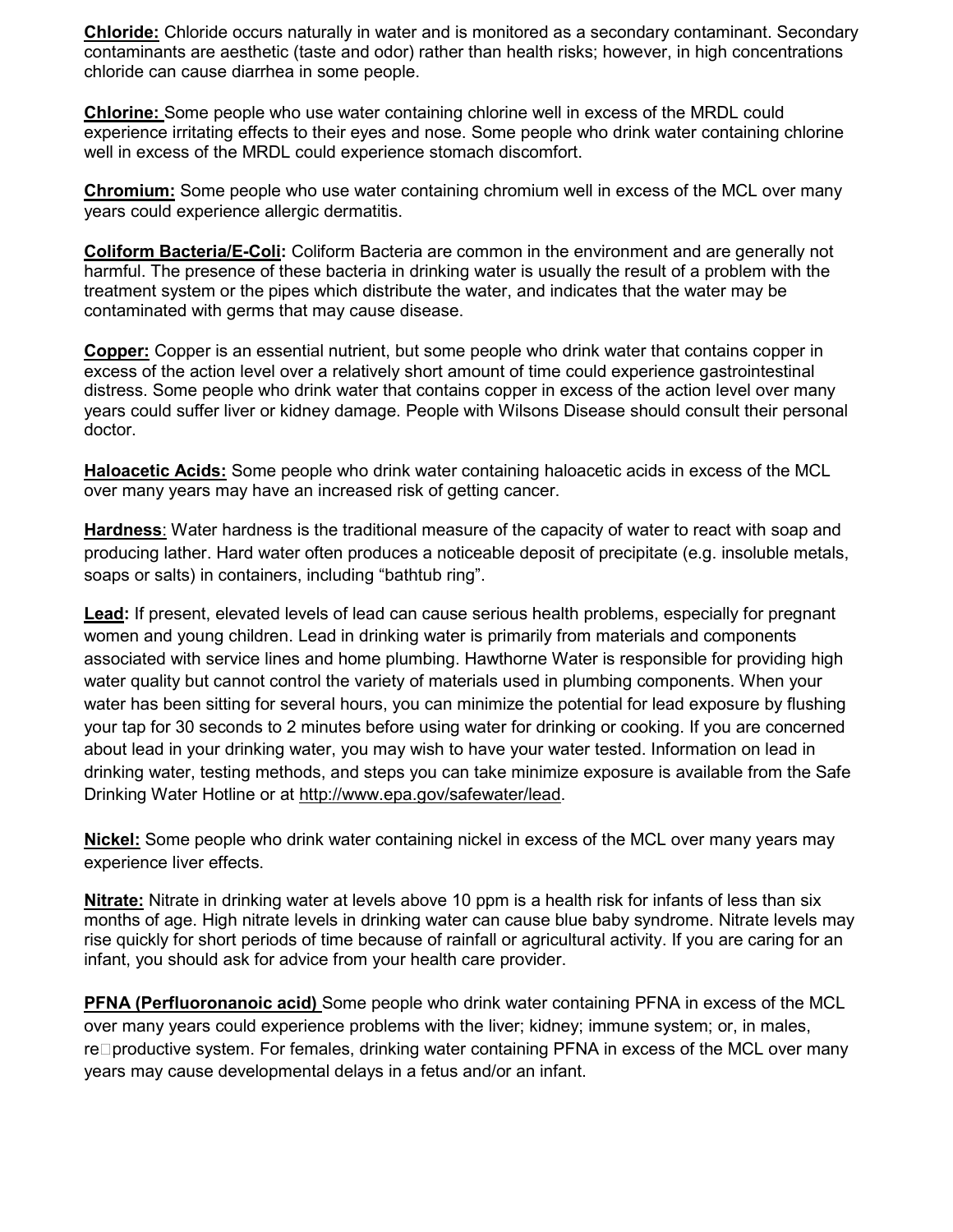**Chloride:** Chloride occurs naturally in water and is monitored as a secondary contaminant. Secondary contaminants are aesthetic (taste and odor) rather than health risks; however, in high concentrations chloride can cause diarrhea in some people.

**Chlorine:** Some people who use water containing chlorine well in excess of the MRDL could experience irritating effects to their eyes and nose. Some people who drink water containing chlorine well in excess of the MRDL could experience stomach discomfort.

**Chromium:** Some people who use water containing chromium well in excess of the MCL over many years could experience allergic dermatitis.

**Coliform Bacteria/E-Coli:** Coliform Bacteria are common in the environment and are generally not harmful. The presence of these bacteria in drinking water is usually the result of a problem with the treatment system or the pipes which distribute the water, and indicates that the water may be contaminated with germs that may cause disease.

**Copper:** Copper is an essential nutrient, but some people who drink water that contains copper in excess of the action level over a relatively short amount of time could experience gastrointestinal distress. Some people who drink water that contains copper in excess of the action level over many years could suffer liver or kidney damage. People with Wilsons Disease should consult their personal doctor.

**Haloacetic Acids:** Some people who drink water containing haloacetic acids in excess of the MCL over many years may have an increased risk of getting cancer.

**Hardness**: Water hardness is the traditional measure of the capacity of water to react with soap and producing lather. Hard water often produces a noticeable deposit of precipitate (e.g. insoluble metals, soaps or salts) in containers, including "bathtub ring".

**Lead:** If present, elevated levels of lead can cause serious health problems, especially for pregnant women and young children. Lead in drinking water is primarily from materials and components associated with service lines and home plumbing. Hawthorne Water is responsible for providing high water quality but cannot control the variety of materials used in plumbing components. When your water has been sitting for several hours, you can minimize the potential for lead exposure by flushing your tap for 30 seconds to 2 minutes before using water for drinking or cooking. If you are concerned about lead in your drinking water, you may wish to have your water tested. Information on lead in drinking water, testing methods, and steps you can take minimize exposure is available from the Safe Drinking Water Hotline or at http://www.epa.gov/safewater/lead.

**Nickel:** Some people who drink water containing nickel in excess of the MCL over many years may experience liver effects.

**Nitrate:** Nitrate in drinking water at levels above 10 ppm is a health risk for infants of less than six months of age. High nitrate levels in drinking water can cause blue baby syndrome. Nitrate levels may rise quickly for short periods of time because of rainfall or agricultural activity. If you are caring for an infant, you should ask for advice from your health care provider.

**PFNA (Perfluorononanoic acid)** Some people who drink water containing PFNA in excess of the MCL over many years could experience problems with the liver; kidney; immune system; or, in males, re□productive system. For females, drinking water containing PFNA in excess of the MCL over many years may cause developmental delays in a fetus and/or an infant.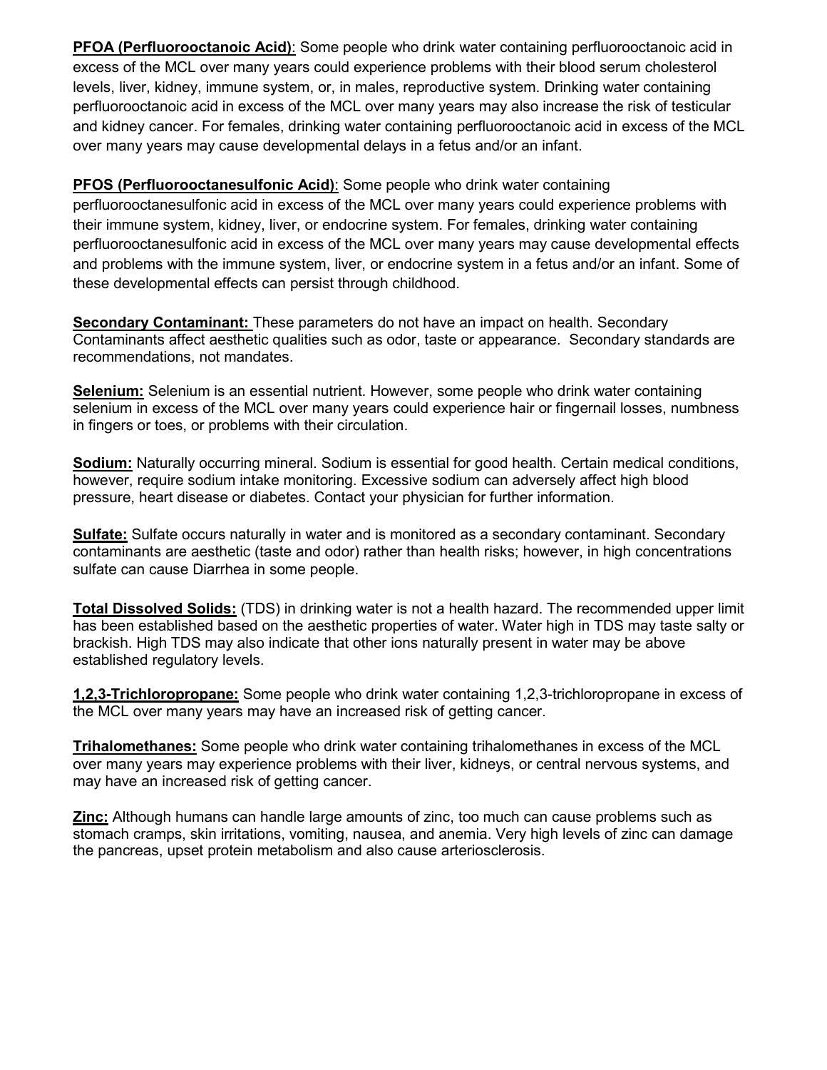**PFOA (Perfluorooctanoic Acid)**: Some people who drink water containing perfluorooctanoic acid in excess of the MCL over many years could experience problems with their blood serum cholesterol levels, liver, kidney, immune system, or, in males, reproductive system. Drinking water containing perfluorooctanoic acid in excess of the MCL over many years may also increase the risk of testicular and kidney cancer. For females, drinking water containing perfluorooctanoic acid in excess of the MCL over many years may cause developmental delays in a fetus and/or an infant.

**PFOS (Perfluorooctanesulfonic Acid)**: Some people who drink water containing perfluorooctanesulfonic acid in excess of the MCL over many years could experience problems with their immune system, kidney, liver, or endocrine system. For females, drinking water containing perfluorooctanesulfonic acid in excess of the MCL over many years may cause developmental effects and problems with the immune system, liver, or endocrine system in a fetus and/or an infant. Some of these developmental effects can persist through childhood.

**Secondary Contaminant:** These parameters do not have an impact on health. Secondary Contaminants affect aesthetic qualities such as odor, taste or appearance. Secondary standards are recommendations, not mandates.

**Selenium:** Selenium is an essential nutrient. However, some people who drink water containing selenium in excess of the MCL over many years could experience hair or fingernail losses, numbness in fingers or toes, or problems with their circulation.

**Sodium:** Naturally occurring mineral. Sodium is essential for good health. Certain medical conditions, however, require sodium intake monitoring. Excessive sodium can adversely affect high blood pressure, heart disease or diabetes. Contact your physician for further information.

**Sulfate:** Sulfate occurs naturally in water and is monitored as a secondary contaminant. Secondary contaminants are aesthetic (taste and odor) rather than health risks; however, in high concentrations sulfate can cause Diarrhea in some people.

**Total Dissolved Solids:** (TDS) in drinking water is not a health hazard. The recommended upper limit has been established based on the aesthetic properties of water. Water high in TDS may taste salty or brackish. High TDS may also indicate that other ions naturally present in water may be above established regulatory levels.

**1,2,3-Trichloropropane:** Some people who drink water containing 1,2,3-trichloropropane in excess of the MCL over many years may have an increased risk of getting cancer.

**Trihalomethanes:** Some people who drink water containing trihalomethanes in excess of the MCL over many years may experience problems with their liver, kidneys, or central nervous systems, and may have an increased risk of getting cancer.

**Zinc:** Although humans can handle large amounts of zinc, too much can cause problems such as stomach cramps, skin irritations, vomiting, nausea, and anemia. Very high levels of zinc can damage the pancreas, upset protein metabolism and also cause arteriosclerosis.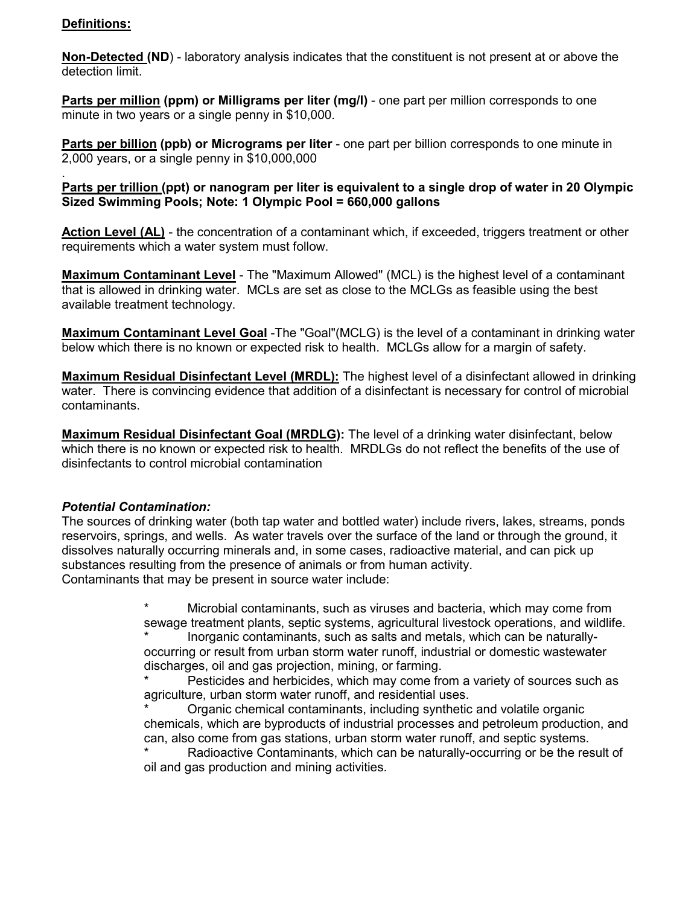**Definitions:**

**Non-Detected (ND**) - laboratory analysis indicates that the constituent is not present at or above the detection limit.

**Parts per million (ppm) or Milligrams per liter (mg/l)** - one part per million corresponds to one minute in two years or a single penny in $10,000.

**Parts per billion (ppb) or Micrograms per liter** - one part per billion corresponds to one minute in 2,000 years, or a single penny in $10,000,000

.

**Parts per trillion (ppt) or nanogram per liter is equivalent to a single drop of water in 20 Olympic Sized Swimming Pools; Note: 1 Olympic Pool = 660,000 gallons**

**Action Level (AL)** - the concentration of a contaminant which, if exceeded, triggers treatment or other requirements which a water system must follow.

**Maximum Contaminant Level** - The "Maximum Allowed" (MCL) is the highest level of a contaminant that is allowed in drinking water. MCLs are set as close to the MCLGs as feasible using the best available treatment technology.

**Maximum Contaminant Level Goal** -The "Goal"(MCLG) is the level of a contaminant in drinking water below which there is no known or expected risk to health. MCLGs allow for a margin of safety.

**Maximum Residual Disinfectant Level (MRDL):** The highest level of a disinfectant allowed in drinking water. There is convincing evidence that addition of a disinfectant is necessary for control of microbial contaminants.

**Maximum Residual Disinfectant Goal (MRDLG):** The level of a drinking water disinfectant, below which there is no known or expected risk to health. MRDLGs do not reflect the benefits of the use of disinfectants to control microbial contamination

***Potential Contamination:***

The sources of drinking water (both tap water and bottled water) include rivers, lakes, streams, ponds reservoirs, springs, and wells. As water travels over the surface of the land or through the ground, it dissolves naturally occurring minerals and, in some cases, radioactive material, and can pick up substances resulting from the presence of animals or from human activity.
Contaminants that may be present in source water include:

- Microbial contaminants, such as viruses and bacteria, which may come from sewage treatment plants, septic systems, agricultural livestock operations, and wildlife.
- Inorganic contaminants, such as salts and metals, which can be naturally-occurring or result from urban storm water runoff, industrial or domestic wastewater discharges, oil and gas projection, mining, or farming.
- Pesticides and herbicides, which may come from a variety of sources such as agriculture, urban storm water runoff, and residential uses.
- Organic chemical contaminants, including synthetic and volatile organic chemicals, which are byproducts of industrial processes and petroleum production, and can, also come from gas stations, urban storm water runoff, and septic systems.
- Radioactive Contaminants, which can be naturally-occurring or be the result of oil and gas production and mining activities.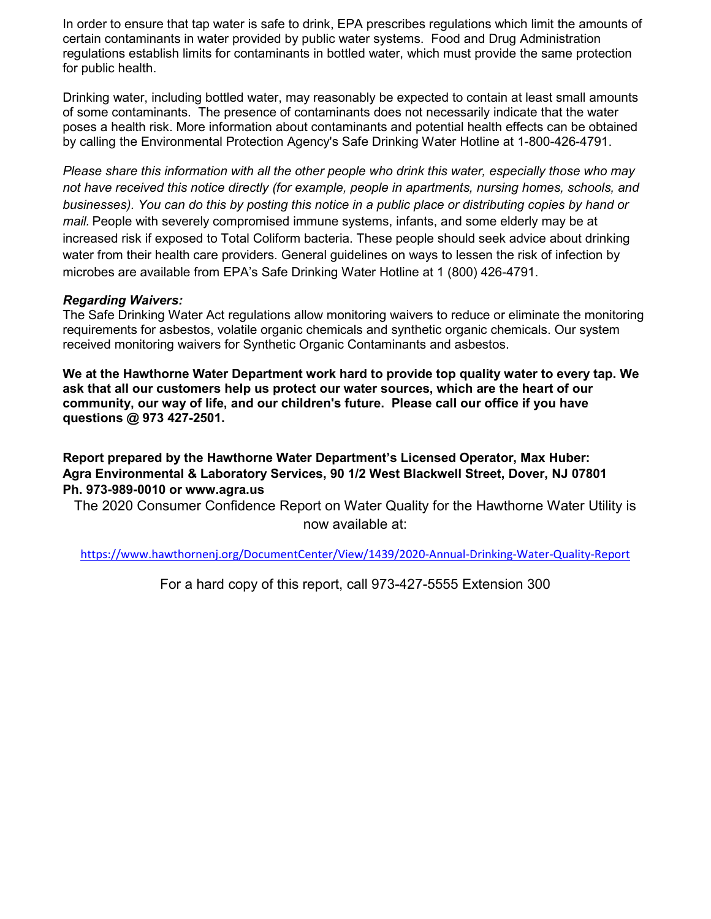In order to ensure that tap water is safe to drink, EPA prescribes regulations which limit the amounts of certain contaminants in water provided by public water systems. Food and Drug Administration regulations establish limits for contaminants in bottled water, which must provide the same protection for public health.

Drinking water, including bottled water, may reasonably be expected to contain at least small amounts of some contaminants. The presence of contaminants does not necessarily indicate that the water poses a health risk. More information about contaminants and potential health effects can be obtained by calling the Environmental Protection Agency's Safe Drinking Water Hotline at 1-800-426-4791.

*Please share this information with all the other people who drink this water, especially those who may not have received this notice directly (for example, people in apartments, nursing homes, schools, and businesses). You can do this by posting this notice in a public place or distributing copies by hand or mail.* People with severely compromised immune systems, infants, and some elderly may be at increased risk if exposed to Total Coliform bacteria. These people should seek advice about drinking water from their health care providers. General guidelines on ways to lessen the risk of infection by microbes are available from EPA's Safe Drinking Water Hotline at 1 (800) 426-4791.

***Regarding Waivers:***
The Safe Drinking Water Act regulations allow monitoring waivers to reduce or eliminate the monitoring requirements for asbestos, volatile organic chemicals and synthetic organic chemicals. Our system received monitoring waivers for Synthetic Organic Contaminants and asbestos.

**We at the Hawthorne Water Department work hard to provide top quality water to every tap. We ask that all our customers help us protect our water sources, which are the heart of our community, our way of life, and our children's future. Please call our office if you have questions @ 973 427-2501.**

**Report prepared by the Hawthorne Water Department's Licensed Operator, Max Huber:**
**Agra Environmental & Laboratory Services, 90 1/2 West Blackwell Street, Dover, NJ 07801**
**Ph. 973-989-0010 or www.agra.us**

The 2020 Consumer Confidence Report on Water Quality for the Hawthorne Water Utility is now available at:

https://www.hawthornenj.org/DocumentCenter/View/1439/2020-Annual-Drinking-Water-Quality-Report

For a hard copy of this report, call 973-427-5555 Extension 300